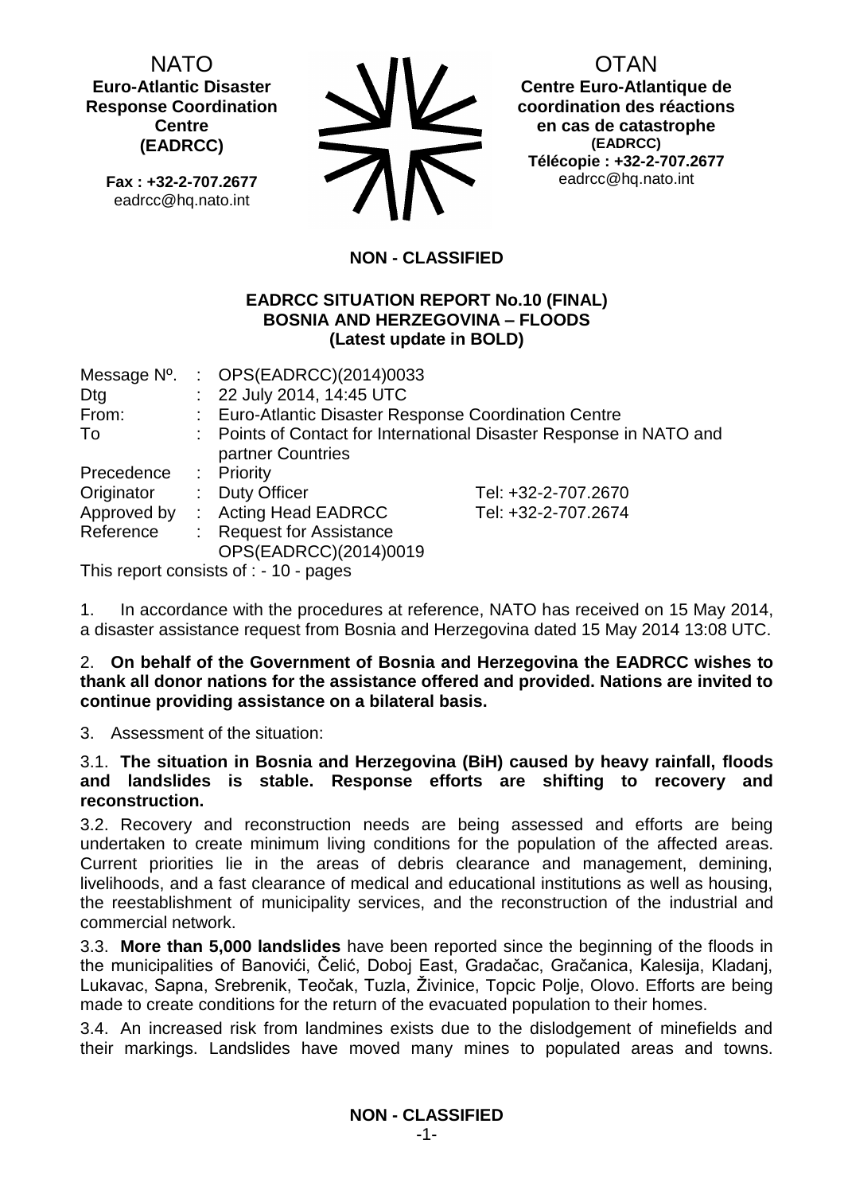NATO
**Euro-Atlantic Disaster Response Coordination Centre (EADRCC)**

**Fax : +32-2-707.2677**
eadrcc@hq.nato.int

OTAN
**Centre Euro-Atlantique de coordination des réactions en cas de catastrophe (EADRCC)**
**Télécopie : +32-2-707.2677**
eadrcc@hq.nato.int

**NON - CLASSIFIED**

**EADRCC SITUATION REPORT No.10 (FINAL)**
**BOSNIA AND HERZEGOVINA – FLOODS**
**(Latest update in BOLD)**

| | | | |
|---|---|---|---|
| Message Nº. | : | OPS(EADRCC)(2014)0033 | |
| Dtg | : | 22 July 2014, 14:45 UTC | |
| From: | : | Euro-Atlantic Disaster Response Coordination Centre | |
| To | : | Points of Contact for International Disaster Response in NATO and partner Countries | |
| Precedence | : | Priority | |
| Originator | : | Duty Officer | Tel: +32-2-707.2670 |
| Approved by | : | Acting Head EADRCC | Tel: +32-2-707.2674 |
| Reference | : | Request for Assistance OPS(EADRCC)(2014)0019 | |

This report consists of : - 10 - pages

1. In accordance with the procedures at reference, NATO has received on 15 May 2014, a disaster assistance request from Bosnia and Herzegovina dated 15 May 2014 13:08 UTC.

2. **On behalf of the Government of Bosnia and Herzegovina the EADRCC wishes to thank all donor nations for the assistance offered and provided. Nations are invited to continue providing assistance on a bilateral basis.**

3. Assessment of the situation:

3.1. **The situation in Bosnia and Herzegovina (BiH) caused by heavy rainfall, floods and landslides is stable. Response efforts are shifting to recovery and reconstruction.**

3.2. Recovery and reconstruction needs are being assessed and efforts are being undertaken to create minimum living conditions for the population of the affected areas. Current priorities lie in the areas of debris clearance and management, demining, livelihoods, and a fast clearance of medical and educational institutions as well as housing, the reestablishment of municipality services, and the reconstruction of the industrial and commercial network.

3.3. **More than 5,000 landslides** have been reported since the beginning of the floods in the municipalities of Banovići, Čelić, Doboj East, Gradačac, Gračanica, Kalesija, Kladanj, Lukavac, Sapna, Srebrenik, Teočak, Tuzla, Živinice, Topcic Polje, Olovo. Efforts are being made to create conditions for the return of the evacuated population to their homes.

3.4. An increased risk from landmines exists due to the dislodgement of minefields and their markings. Landslides have moved many mines to populated areas and towns.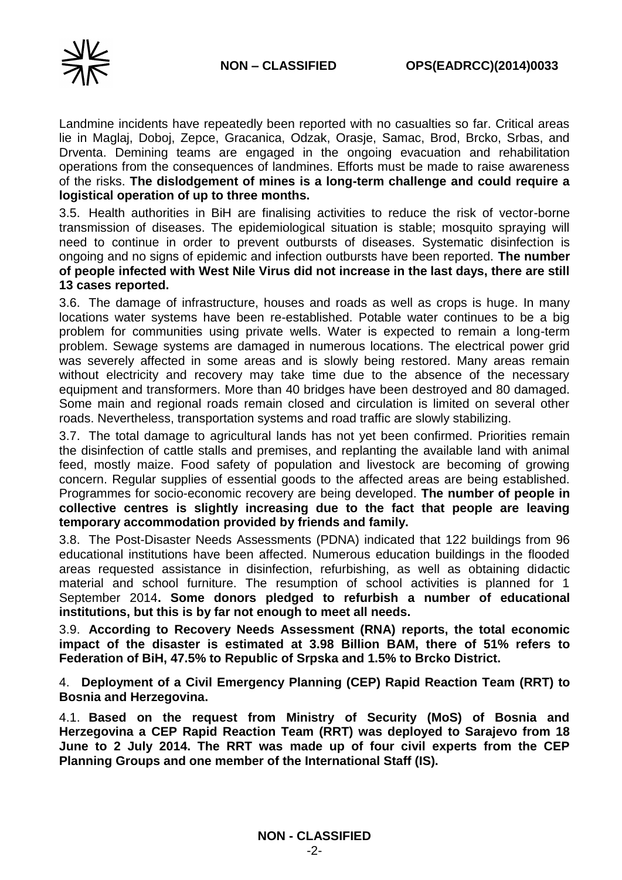Landmine incidents have repeatedly been reported with no casualties so far. Critical areas lie in Maglaj, Doboj, Zepce, Gracanica, Odzak, Orasje, Samac, Brod, Brcko, Srbas, and Drventa. Demining teams are engaged in the ongoing evacuation and rehabilitation operations from the consequences of landmines. Efforts must be made to raise awareness of the risks. **The dislodgement of mines is a long-term challenge and could require a logistical operation of up to three months.**

3.5. Health authorities in BiH are finalising activities to reduce the risk of vector-borne transmission of diseases. The epidemiological situation is stable; mosquito spraying will need to continue in order to prevent outbursts of diseases. Systematic disinfection is ongoing and no signs of epidemic and infection outbursts have been reported. **The number of people infected with West Nile Virus did not increase in the last days, there are still 13 cases reported.**

3.6. The damage of infrastructure, houses and roads as well as crops is huge. In many locations water systems have been re-established. Potable water continues to be a big problem for communities using private wells. Water is expected to remain a long-term problem. Sewage systems are damaged in numerous locations. The electrical power grid was severely affected in some areas and is slowly being restored. Many areas remain without electricity and recovery may take time due to the absence of the necessary equipment and transformers. More than 40 bridges have been destroyed and 80 damaged. Some main and regional roads remain closed and circulation is limited on several other roads. Nevertheless, transportation systems and road traffic are slowly stabilizing.

3.7. The total damage to agricultural lands has not yet been confirmed. Priorities remain the disinfection of cattle stalls and premises, and replanting the available land with animal feed, mostly maize. Food safety of population and livestock are becoming of growing concern. Regular supplies of essential goods to the affected areas are being established. Programmes for socio-economic recovery are being developed. **The number of people in collective centres is slightly increasing due to the fact that people are leaving temporary accommodation provided by friends and family.**

3.8. The Post-Disaster Needs Assessments (PDNA) indicated that 122 buildings from 96 educational institutions have been affected. Numerous education buildings in the flooded areas requested assistance in disinfection, refurbishing, as well as obtaining didactic material and school furniture. The resumption of school activities is planned for 1 September 2014**. Some donors pledged to refurbish a number of educational institutions, but this is by far not enough to meet all needs.**

3.9. **According to Recovery Needs Assessment (RNA) reports, the total economic impact of the disaster is estimated at 3.98 Billion BAM, there of 51% refers to Federation of BiH, 47.5% to Republic of Srpska and 1.5% to Brcko District.**

## 4. Deployment of a Civil Emergency Planning (CEP) Rapid Reaction Team (RRT) to Bosnia and Herzegovina.

4.1. **Based on the request from Ministry of Security (MoS) of Bosnia and Herzegovina a CEP Rapid Reaction Team (RRT) was deployed to Sarajevo from 18 June to 2 July 2014. The RRT was made up of four civil experts from the CEP Planning Groups and one member of the International Staff (IS).**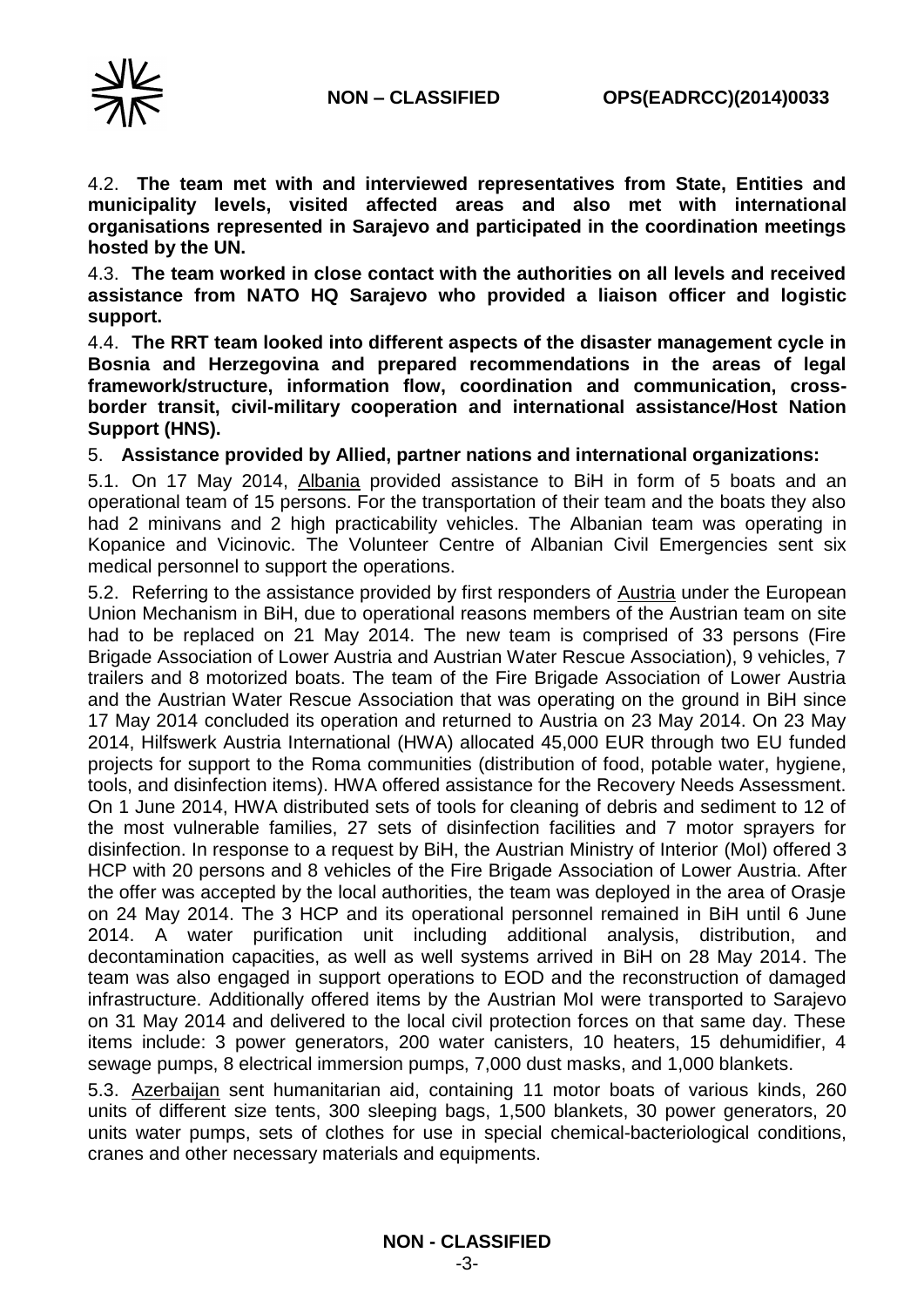4.2. **The team met with and interviewed representatives from State, Entities and municipality levels, visited affected areas and also met with international organisations represented in Sarajevo and participated in the coordination meetings hosted by the UN.**

4.3. **The team worked in close contact with the authorities on all levels and received assistance from NATO HQ Sarajevo who provided a liaison officer and logistic support.**

4.4. **The RRT team looked into different aspects of the disaster management cycle in Bosnia and Herzegovina and prepared recommendations in the areas of legal framework/structure, information flow, coordination and communication, cross-border transit, civil-military cooperation and international assistance/Host Nation Support (HNS).**

5. **Assistance provided by Allied, partner nations and international organizations:**

5.1. On 17 May 2014, Albania provided assistance to BiH in form of 5 boats and an operational team of 15 persons. For the transportation of their team and the boats they also had 2 minivans and 2 high practicability vehicles. The Albanian team was operating in Kopanice and Vicinovic. The Volunteer Centre of Albanian Civil Emergencies sent six medical personnel to support the operations.

5.2. Referring to the assistance provided by first responders of Austria under the European Union Mechanism in BiH, due to operational reasons members of the Austrian team on site had to be replaced on 21 May 2014. The new team is comprised of 33 persons (Fire Brigade Association of Lower Austria and Austrian Water Rescue Association), 9 vehicles, 7 trailers and 8 motorized boats. The team of the Fire Brigade Association of Lower Austria and the Austrian Water Rescue Association that was operating on the ground in BiH since 17 May 2014 concluded its operation and returned to Austria on 23 May 2014. On 23 May 2014, Hilfswerk Austria International (HWA) allocated 45,000 EUR through two EU funded projects for support to the Roma communities (distribution of food, potable water, hygiene, tools, and disinfection items). HWA offered assistance for the Recovery Needs Assessment. On 1 June 2014, HWA distributed sets of tools for cleaning of debris and sediment to 12 of the most vulnerable families, 27 sets of disinfection facilities and 7 motor sprayers for disinfection. In response to a request by BiH, the Austrian Ministry of Interior (MoI) offered 3 HCP with 20 persons and 8 vehicles of the Fire Brigade Association of Lower Austria. After the offer was accepted by the local authorities, the team was deployed in the area of Orasje on 24 May 2014. The 3 HCP and its operational personnel remained in BiH until 6 June 2014. A water purification unit including additional analysis, distribution, and decontamination capacities, as well as well systems arrived in BiH on 28 May 2014. The team was also engaged in support operations to EOD and the reconstruction of damaged infrastructure. Additionally offered items by the Austrian MoI were transported to Sarajevo on 31 May 2014 and delivered to the local civil protection forces on that same day. These items include: 3 power generators, 200 water canisters, 10 heaters, 15 dehumidifier, 4 sewage pumps, 8 electrical immersion pumps, 7,000 dust masks, and 1,000 blankets.

5.3. Azerbaijan sent humanitarian aid, containing 11 motor boats of various kinds, 260 units of different size tents, 300 sleeping bags, 1,500 blankets, 30 power generators, 20 units water pumps, sets of clothes for use in special chemical-bacteriological conditions, cranes and other necessary materials and equipments.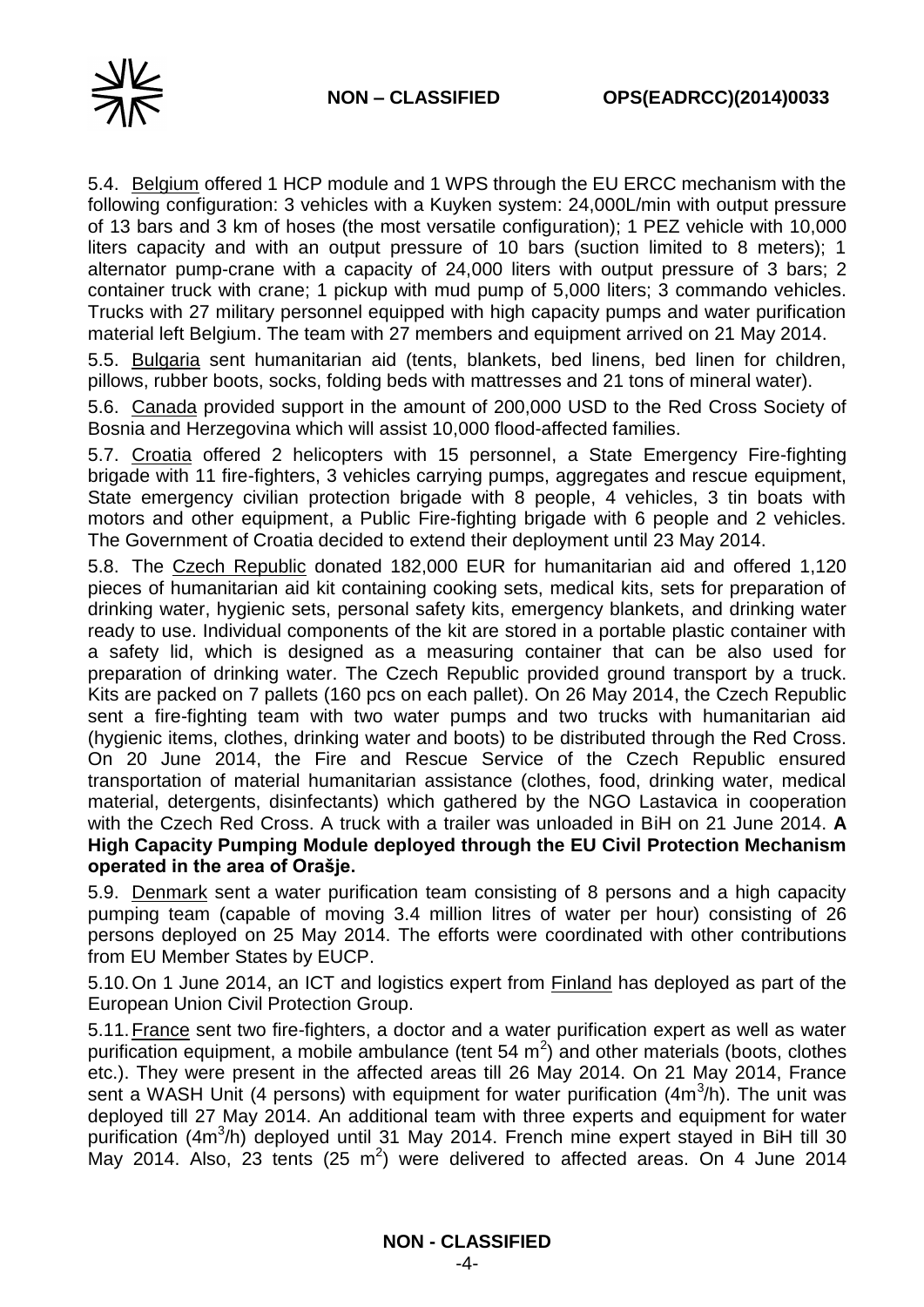5.4. Belgium offered 1 HCP module and 1 WPS through the EU ERCC mechanism with the following configuration: 3 vehicles with a Kuyken system: 24,000L/min with output pressure of 13 bars and 3 km of hoses (the most versatile configuration); 1 PEZ vehicle with 10,000 liters capacity and with an output pressure of 10 bars (suction limited to 8 meters); 1 alternator pump-crane with a capacity of 24,000 liters with output pressure of 3 bars; 2 container truck with crane; 1 pickup with mud pump of 5,000 liters; 3 commando vehicles. Trucks with 27 military personnel equipped with high capacity pumps and water purification material left Belgium. The team with 27 members and equipment arrived on 21 May 2014.

5.5. Bulgaria sent humanitarian aid (tents, blankets, bed linens, bed linen for children, pillows, rubber boots, socks, folding beds with mattresses and 21 tons of mineral water).

5.6. Canada provided support in the amount of 200,000 USD to the Red Cross Society of Bosnia and Herzegovina which will assist 10,000 flood-affected families.

5.7. Croatia offered 2 helicopters with 15 personnel, a State Emergency Fire-fighting brigade with 11 fire-fighters, 3 vehicles carrying pumps, aggregates and rescue equipment, State emergency civilian protection brigade with 8 people, 4 vehicles, 3 tin boats with motors and other equipment, a Public Fire-fighting brigade with 6 people and 2 vehicles. The Government of Croatia decided to extend their deployment until 23 May 2014.

5.8. The Czech Republic donated 182,000 EUR for humanitarian aid and offered 1,120 pieces of humanitarian aid kit containing cooking sets, medical kits, sets for preparation of drinking water, hygienic sets, personal safety kits, emergency blankets, and drinking water ready to use. Individual components of the kit are stored in a portable plastic container with a safety lid, which is designed as a measuring container that can be also used for preparation of drinking water. The Czech Republic provided ground transport by a truck. Kits are packed on 7 pallets (160 pcs on each pallet). On 26 May 2014, the Czech Republic sent a fire-fighting team with two water pumps and two trucks with humanitarian aid (hygienic items, clothes, drinking water and boots) to be distributed through the Red Cross. On 20 June 2014, the Fire and Rescue Service of the Czech Republic ensured transportation of material humanitarian assistance (clothes, food, drinking water, medical material, detergents, disinfectants) which gathered by the NGO Lastavica in cooperation with the Czech Red Cross. A truck with a trailer was unloaded in BiH on 21 June 2014. **A High Capacity Pumping Module deployed through the EU Civil Protection Mechanism operated in the area of Orašje.**

5.9. Denmark sent a water purification team consisting of 8 persons and a high capacity pumping team (capable of moving 3.4 million litres of water per hour) consisting of 26 persons deployed on 25 May 2014. The efforts were coordinated with other contributions from EU Member States by EUCP.

5.10. On 1 June 2014, an ICT and logistics expert from Finland has deployed as part of the European Union Civil Protection Group.

5.11. France sent two fire-fighters, a doctor and a water purification expert as well as water purification equipment, a mobile ambulance (tent 54 $m^2$) and other materials (boots, clothes etc.). They were present in the affected areas till 26 May 2014. On 21 May 2014, France sent a WASH Unit (4 persons) with equipment for water purification (4$m^3$/h). The unit was deployed till 27 May 2014. An additional team with three experts and equipment for water purification (4$m^3$/h) deployed until 31 May 2014. French mine expert stayed in BiH till 30 May 2014. Also, 23 tents (25 $m^2$) were delivered to affected areas. On 4 June 2014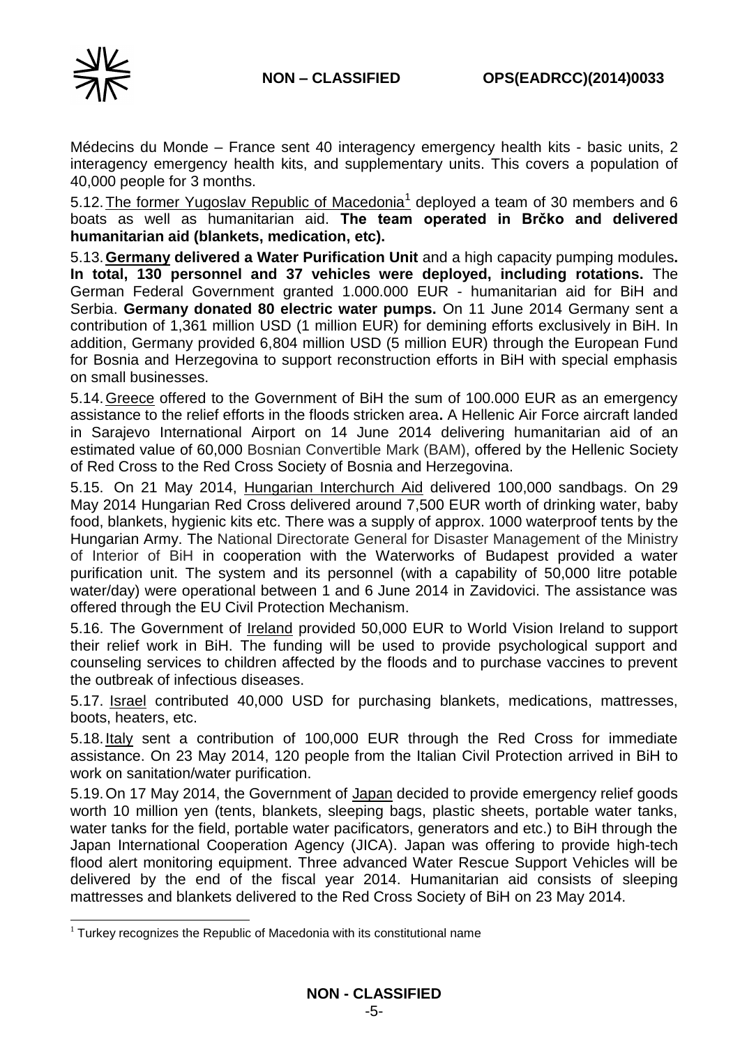Médecins du Monde – France sent 40 interagency emergency health kits - basic units, 2 interagency emergency health kits, and supplementary units. This covers a population of 40,000 people for 3 months.

5.12. The former Yugoslav Republic of Macedonia[1] deployed a team of 30 members and 6 boats as well as humanitarian aid. **The team operated in Brčko and delivered humanitarian aid (blankets, medication, etc).**

5.13. **Germany delivered a Water Purification Unit** and a high capacity pumping modules**. In total, 130 personnel and 37 vehicles were deployed, including rotations.** The German Federal Government granted 1.000.000 EUR - humanitarian aid for BiH and Serbia. **Germany donated 80 electric water pumps.** On 11 June 2014 Germany sent a contribution of 1,361 million USD (1 million EUR) for demining efforts exclusively in BiH. In addition, Germany provided 6,804 million USD (5 million EUR) through the European Fund for Bosnia and Herzegovina to support reconstruction efforts in BiH with special emphasis on small businesses.

5.14. Greece offered to the Government of BiH the sum of 100.000 EUR as an emergency assistance to the relief efforts in the floods stricken area**.** A Hellenic Air Force aircraft landed in Sarajevo International Airport on 14 June 2014 delivering humanitarian aid of an estimated value of 60,000 Bosnian Convertible Mark (BAM), offered by the Hellenic Society of Red Cross to the Red Cross Society of Bosnia and Herzegovina.

5.15. On 21 May 2014, Hungarian Interchurch Aid delivered 100,000 sandbags. On 29 May 2014 Hungarian Red Cross delivered around 7,500 EUR worth of drinking water, baby food, blankets, hygienic kits etc. There was a supply of approx. 1000 waterproof tents by the Hungarian Army. The National Directorate General for Disaster Management of the Ministry of Interior of BiH in cooperation with the Waterworks of Budapest provided a water purification unit. The system and its personnel (with a capability of 50,000 litre potable water/day) were operational between 1 and 6 June 2014 in Zavidovici. The assistance was offered through the EU Civil Protection Mechanism.

5.16. The Government of Ireland provided 50,000 EUR to World Vision Ireland to support their relief work in BiH. The funding will be used to provide psychological support and counseling services to children affected by the floods and to purchase vaccines to prevent the outbreak of infectious diseases.

5.17. Israel contributed 40,000 USD for purchasing blankets, medications, mattresses, boots, heaters, etc.

5.18. Italy sent a contribution of 100,000 EUR through the Red Cross for immediate assistance. On 23 May 2014, 120 people from the Italian Civil Protection arrived in BiH to work on sanitation/water purification.

5.19. On 17 May 2014, the Government of Japan decided to provide emergency relief goods worth 10 million yen (tents, blankets, sleeping bags, plastic sheets, portable water tanks, water tanks for the field, portable water pacificators, generators and etc.) to BiH through the Japan International Cooperation Agency (JICA). Japan was offering to provide high-tech flood alert monitoring equipment. Three advanced Water Rescue Support Vehicles will be delivered by the end of the fiscal year 2014. Humanitarian aid consists of sleeping mattresses and blankets delivered to the Red Cross Society of BiH on 23 May 2014.

[1] Turkey recognizes the Republic of Macedonia with its constitutional name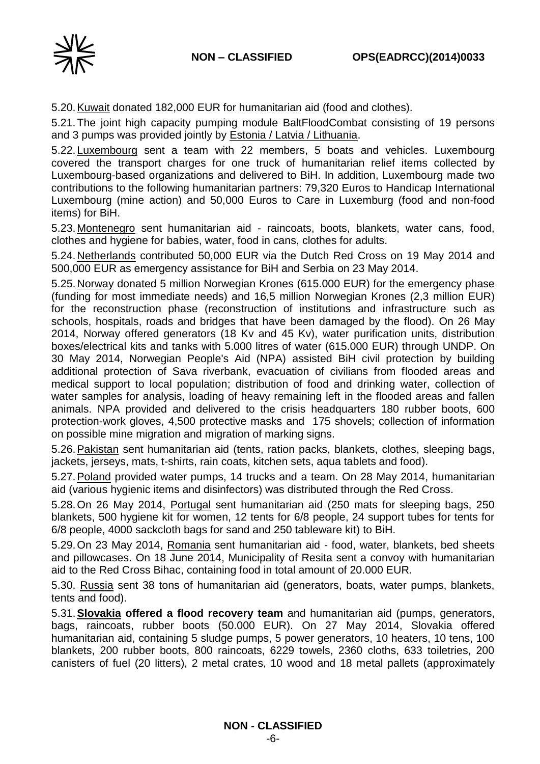5.20. Kuwait donated 182,000 EUR for humanitarian aid (food and clothes).

5.21. The joint high capacity pumping module BaltFloodCombat consisting of 19 persons and 3 pumps was provided jointly by Estonia / Latvia / Lithuania.

5.22. Luxembourg sent a team with 22 members, 5 boats and vehicles. Luxembourg covered the transport charges for one truck of humanitarian relief items collected by Luxembourg-based organizations and delivered to BiH. In addition, Luxembourg made two contributions to the following humanitarian partners: 79,320 Euros to Handicap International Luxembourg (mine action) and 50,000 Euros to Care in Luxemburg (food and non-food items) for BiH.

5.23. Montenegro sent humanitarian aid - raincoats, boots, blankets, water cans, food, clothes and hygiene for babies, water, food in cans, clothes for adults.

5.24. Netherlands contributed 50,000 EUR via the Dutch Red Cross on 19 May 2014 and 500,000 EUR as emergency assistance for BiH and Serbia on 23 May 2014.

5.25. Norway donated 5 million Norwegian Krones (615.000 EUR) for the emergency phase (funding for most immediate needs) and 16,5 million Norwegian Krones (2,3 million EUR) for the reconstruction phase (reconstruction of institutions and infrastructure such as schools, hospitals, roads and bridges that have been damaged by the flood). On 26 May 2014, Norway offered generators (18 Kv and 45 Kv), water purification units, distribution boxes/electrical kits and tanks with 5.000 litres of water (615.000 EUR) through UNDP. On 30 May 2014, Norwegian People's Aid (NPA) assisted BiH civil protection by building additional protection of Sava riverbank, evacuation of civilians from flooded areas and medical support to local population; distribution of food and drinking water, collection of water samples for analysis, loading of heavy remaining left in the flooded areas and fallen animals. NPA provided and delivered to the crisis headquarters 180 rubber boots, 600 protection-work gloves, 4,500 protective masks and 175 shovels; collection of information on possible mine migration and migration of marking signs.

5.26. Pakistan sent humanitarian aid (tents, ration packs, blankets, clothes, sleeping bags, jackets, jerseys, mats, t-shirts, rain coats, kitchen sets, aqua tablets and food).

5.27. Poland provided water pumps, 14 trucks and a team. On 28 May 2014, humanitarian aid (various hygienic items and disinfectors) was distributed through the Red Cross.

5.28. On 26 May 2014, Portugal sent humanitarian aid (250 mats for sleeping bags, 250 blankets, 500 hygiene kit for women, 12 tents for 6/8 people, 24 support tubes for tents for 6/8 people, 4000 sackcloth bags for sand and 250 tableware kit) to BiH.

5.29. On 23 May 2014, Romania sent humanitarian aid - food, water, blankets, bed sheets and pillowcases. On 18 June 2014, Municipality of Resita sent a convoy with humanitarian aid to the Red Cross Bihac, containing food in total amount of 20.000 EUR.

5.30. Russia sent 38 tons of humanitarian aid (generators, boats, water pumps, blankets, tents and food).

5.31. **Slovakia offered a flood recovery team** and humanitarian aid (pumps, generators, bags, raincoats, rubber boots (50.000 EUR). On 27 May 2014, Slovakia offered humanitarian aid, containing 5 sludge pumps, 5 power generators, 10 heaters, 10 tens, 100 blankets, 200 rubber boots, 800 raincoats, 6229 towels, 2360 cloths, 633 toiletries, 200 canisters of fuel (20 litters), 2 metal crates, 10 wood and 18 metal pallets (approximately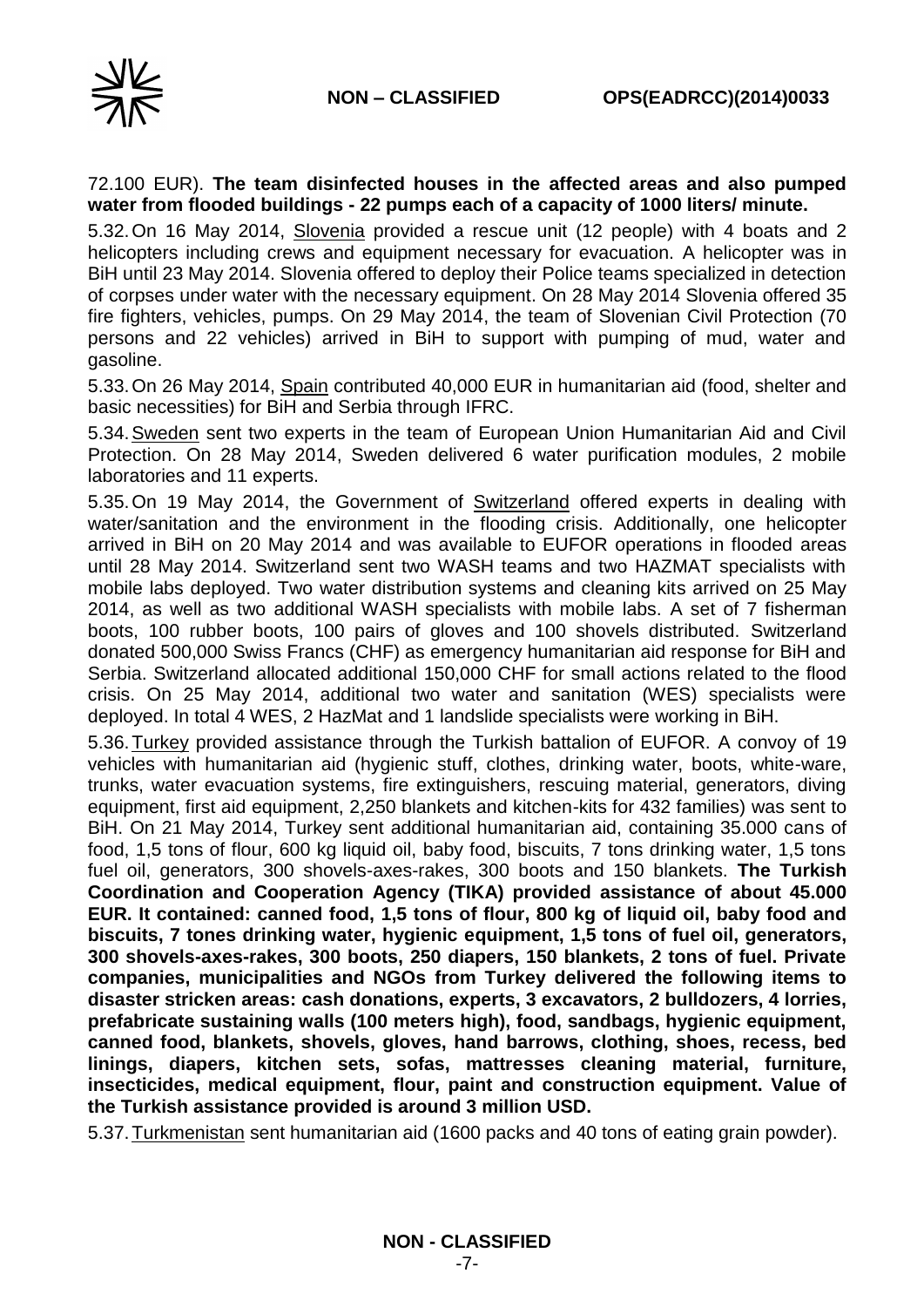72.100 EUR). **The team disinfected houses in the affected areas and also pumped water from flooded buildings - 22 pumps each of a capacity of 1000 liters/ minute.**

5.32. On 16 May 2014, Slovenia provided a rescue unit (12 people) with 4 boats and 2 helicopters including crews and equipment necessary for evacuation. A helicopter was in BiH until 23 May 2014. Slovenia offered to deploy their Police teams specialized in detection of corpses under water with the necessary equipment. On 28 May 2014 Slovenia offered 35 fire fighters, vehicles, pumps. On 29 May 2014, the team of Slovenian Civil Protection (70 persons and 22 vehicles) arrived in BiH to support with pumping of mud, water and gasoline.

5.33. On 26 May 2014, Spain contributed 40,000 EUR in humanitarian aid (food, shelter and basic necessities) for BiH and Serbia through IFRC.

5.34. Sweden sent two experts in the team of European Union Humanitarian Aid and Civil Protection. On 28 May 2014, Sweden delivered 6 water purification modules, 2 mobile laboratories and 11 experts.

5.35. On 19 May 2014, the Government of Switzerland offered experts in dealing with water/sanitation and the environment in the flooding crisis. Additionally, one helicopter arrived in BiH on 20 May 2014 and was available to EUFOR operations in flooded areas until 28 May 2014. Switzerland sent two WASH teams and two HAZMAT specialists with mobile labs deployed. Two water distribution systems and cleaning kits arrived on 25 May 2014, as well as two additional WASH specialists with mobile labs. A set of 7 fisherman boots, 100 rubber boots, 100 pairs of gloves and 100 shovels distributed. Switzerland donated 500,000 Swiss Francs (CHF) as emergency humanitarian aid response for BiH and Serbia. Switzerland allocated additional 150,000 CHF for small actions related to the flood crisis. On 25 May 2014, additional two water and sanitation (WES) specialists were deployed. In total 4 WES, 2 HazMat and 1 landslide specialists were working in BiH.

5.36. Turkey provided assistance through the Turkish battalion of EUFOR. A convoy of 19 vehicles with humanitarian aid (hygienic stuff, clothes, drinking water, boots, white-ware, trunks, water evacuation systems, fire extinguishers, rescuing material, generators, diving equipment, first aid equipment, 2,250 blankets and kitchen-kits for 432 families) was sent to BiH. On 21 May 2014, Turkey sent additional humanitarian aid, containing 35.000 cans of food, 1,5 tons of flour, 600 kg liquid oil, baby food, biscuits, 7 tons drinking water, 1,5 tons fuel oil, generators, 300 shovels-axes-rakes, 300 boots and 150 blankets. **The Turkish Coordination and Cooperation Agency (TIKA) provided assistance of about 45.000 EUR. It contained: canned food, 1,5 tons of flour, 800 kg of liquid oil, baby food and biscuits, 7 tones drinking water, hygienic equipment, 1,5 tons of fuel oil, generators, 300 shovels-axes-rakes, 300 boots, 250 diapers, 150 blankets, 2 tons of fuel. Private companies, municipalities and NGOs from Turkey delivered the following items to disaster stricken areas: cash donations, experts, 3 excavators, 2 bulldozers, 4 lorries, prefabricate sustaining walls (100 meters high), food, sandbags, hygienic equipment, canned food, blankets, shovels, gloves, hand barrows, clothing, shoes, recess, bed linings, diapers, kitchen sets, sofas, mattresses cleaning material, furniture, insecticides, medical equipment, flour, paint and construction equipment. Value of the Turkish assistance provided is around 3 million USD.**

5.37. Turkmenistan sent humanitarian aid (1600 packs and 40 tons of eating grain powder).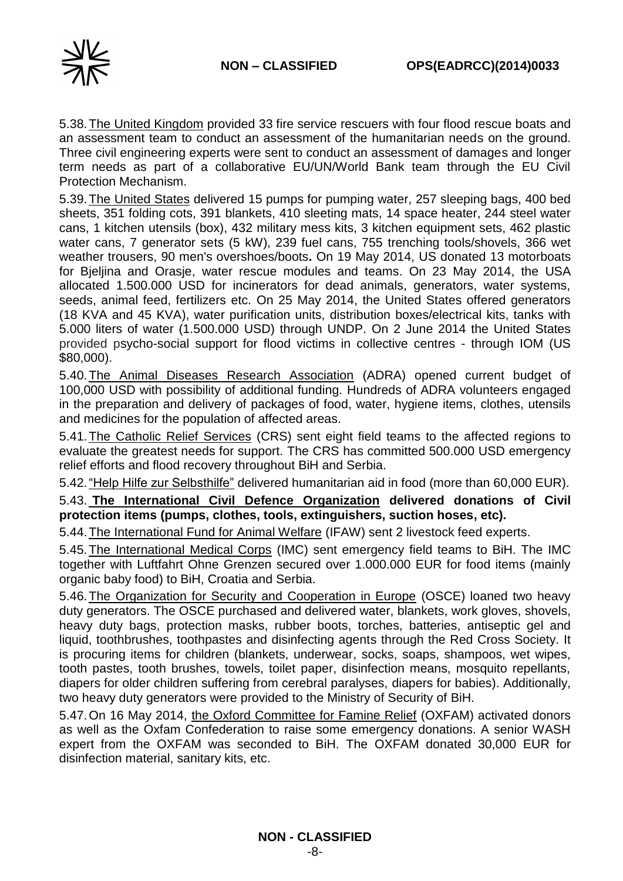5.38. The United Kingdom provided 33 fire service rescuers with four flood rescue boats and an assessment team to conduct an assessment of the humanitarian needs on the ground. Three civil engineering experts were sent to conduct an assessment of damages and longer term needs as part of a collaborative EU/UN/World Bank team through the EU Civil Protection Mechanism.

5.39. The United States delivered 15 pumps for pumping water, 257 sleeping bags, 400 bed sheets, 351 folding cots, 391 blankets, 410 sleeting mats, 14 space heater, 244 steel water cans, 1 kitchen utensils (box), 432 military mess kits, 3 kitchen equipment sets, 462 plastic water cans, 7 generator sets (5 kW), 239 fuel cans, 755 trenching tools/shovels, 366 wet weather trousers, 90 men's overshoes/boots**.** On 19 May 2014, US donated 13 motorboats for Bjeljina and Orasje, water rescue modules and teams. On 23 May 2014, the USA allocated 1.500.000 USD for incinerators for dead animals, generators, water systems, seeds, animal feed, fertilizers etc. On 25 May 2014, the United States offered generators (18 KVA and 45 KVA), water purification units, distribution boxes/electrical kits, tanks with 5.000 liters of water (1.500.000 USD) through UNDP. On 2 June 2014 the United States provided psycho-social support for flood victims in collective centres - through IOM (US $80,000).

5.40. The Animal Diseases Research Association (ADRA) opened current budget of 100,000 USD with possibility of additional funding. Hundreds of ADRA volunteers engaged in the preparation and delivery of packages of food, water, hygiene items, clothes, utensils and medicines for the population of affected areas.

5.41. The Catholic Relief Services (CRS) sent eight field teams to the affected regions to evaluate the greatest needs for support. The CRS has committed 500.000 USD emergency relief efforts and flood recovery throughout BiH and Serbia.

5.42. "Help Hilfe zur Selbsthilfe" delivered humanitarian aid in food (more than 60,000 EUR).

5.43. **The International Civil Defence Organization delivered donations of Civil protection items (pumps, clothes, tools, extinguishers, suction hoses, etc).**

5.44. The International Fund for Animal Welfare (IFAW) sent 2 livestock feed experts.

5.45. The International Medical Corps (IMC) sent emergency field teams to BiH. The IMC together with Luftfahrt Ohne Grenzen secured over 1.000.000 EUR for food items (mainly organic baby food) to BiH, Croatia and Serbia.

5.46. The Organization for Security and Cooperation in Europe (OSCE) loaned two heavy duty generators. The OSCE purchased and delivered water, blankets, work gloves, shovels, heavy duty bags, protection masks, rubber boots, torches, batteries, antiseptic gel and liquid, toothbrushes, toothpastes and disinfecting agents through the Red Cross Society. It is procuring items for children (blankets, underwear, socks, soaps, shampoos, wet wipes, tooth pastes, tooth brushes, towels, toilet paper, disinfection means, mosquito repellants, diapers for older children suffering from cerebral paralyses, diapers for babies). Additionally, two heavy duty generators were provided to the Ministry of Security of BiH.

5.47. On 16 May 2014, the Oxford Committee for Famine Relief (OXFAM) activated donors as well as the Oxfam Confederation to raise some emergency donations. A senior WASH expert from the OXFAM was seconded to BiH. The OXFAM donated 30,000 EUR for disinfection material, sanitary kits, etc.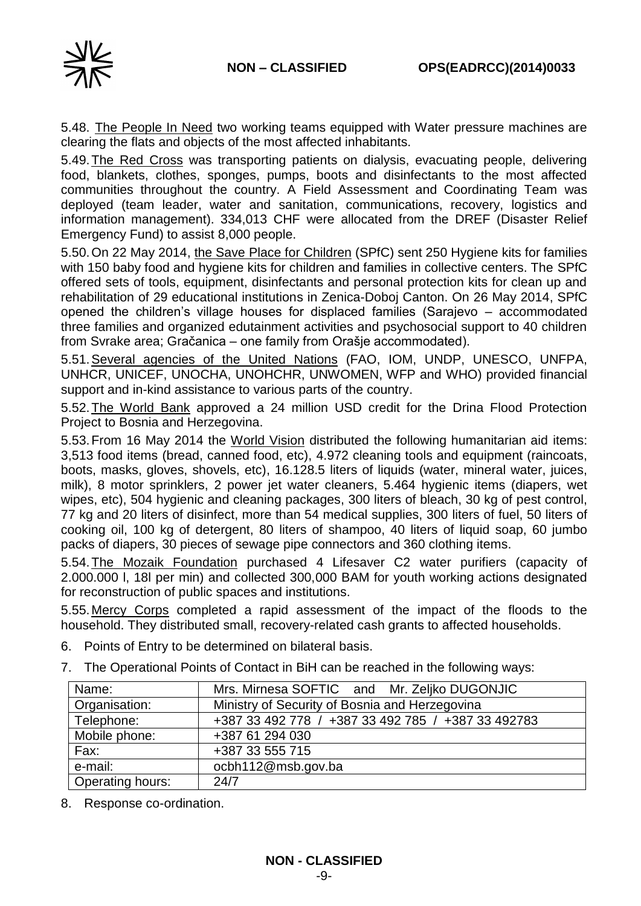5.48. The People In Need two working teams equipped with Water pressure machines are clearing the flats and objects of the most affected inhabitants.

5.49. The Red Cross was transporting patients on dialysis, evacuating people, delivering food, blankets, clothes, sponges, pumps, boots and disinfectants to the most affected communities throughout the country. A Field Assessment and Coordinating Team was deployed (team leader, water and sanitation, communications, recovery, logistics and information management). 334,013 CHF were allocated from the DREF (Disaster Relief Emergency Fund) to assist 8,000 people.

5.50. On 22 May 2014, the Save Place for Children (SPfC) sent 250 Hygiene kits for families with 150 baby food and hygiene kits for children and families in collective centers. The SPfC offered sets of tools, equipment, disinfectants and personal protection kits for clean up and rehabilitation of 29 educational institutions in Zenica-Doboj Canton. On 26 May 2014, SPfC opened the children's village houses for displaced families (Sarajevo – accommodated three families and organized edutainment activities and psychosocial support to 40 children from Svrake area; Gračanica – one family from Orašje accommodated).

5.51. Several agencies of the United Nations (FAO, IOM, UNDP, UNESCO, UNFPA, UNHCR, UNICEF, UNOCHA, UNOHCHR, UNWOMEN, WFP and WHO) provided financial support and in-kind assistance to various parts of the country.

5.52. The World Bank approved a 24 million USD credit for the Drina Flood Protection Project to Bosnia and Herzegovina.

5.53. From 16 May 2014 the World Vision distributed the following humanitarian aid items: 3,513 food items (bread, canned food, etc), 4.972 cleaning tools and equipment (raincoats, boots, masks, gloves, shovels, etc), 16.128.5 liters of liquids (water, mineral water, juices, milk), 8 motor sprinklers, 2 power jet water cleaners, 5.464 hygienic items (diapers, wet wipes, etc), 504 hygienic and cleaning packages, 300 liters of bleach, 30 kg of pest control, 77 kg and 20 liters of disinfect, more than 54 medical supplies, 300 liters of fuel, 50 liters of cooking oil, 100 kg of detergent, 80 liters of shampoo, 40 liters of liquid soap, 60 jumbo packs of diapers, 30 pieces of sewage pipe connectors and 360 clothing items.

5.54. The Mozaik Foundation purchased 4 Lifesaver C2 water purifiers (capacity of 2.000.000 l, 18l per min) and collected 300,000 BAM for youth working actions designated for reconstruction of public spaces and institutions.

5.55. Mercy Corps completed a rapid assessment of the impact of the floods to the household. They distributed small, recovery-related cash grants to affected households.

6. Points of Entry to be determined on bilateral basis.

7. The Operational Points of Contact in BiH can be reached in the following ways:

| Name: | Mrs. Mirnesa SOFTIC and Mr. Zeljko DUGONJIC |
|---|---|
| Organisation: | Ministry of Security of Bosnia and Herzegovina |
| Telephone: | +387 33 492 778 / +387 33 492 785 / +387 33 492783 |
| Mobile phone: | +387 61 294 030 |
| Fax: | +387 33 555 715 |
| e-mail: | ocbh112@msb.gov.ba |
| Operating hours: | 24/7 |

8. Response co-ordination.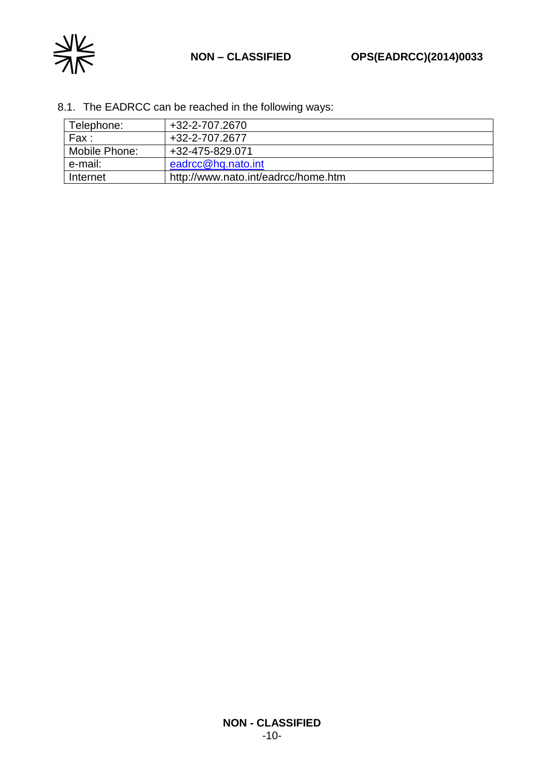8.1. The EADRCC can be reached in the following ways:

| | |
|---|---|
| Telephone: | +32-2-707.2670 |
| Fax : | +32-2-707.2677 |
| Mobile Phone: | +32-475-829.071 |
| e-mail: | eadrcc@hq.nato.int |
| Internet | http://www.nato.int/eadrcc/home.htm |